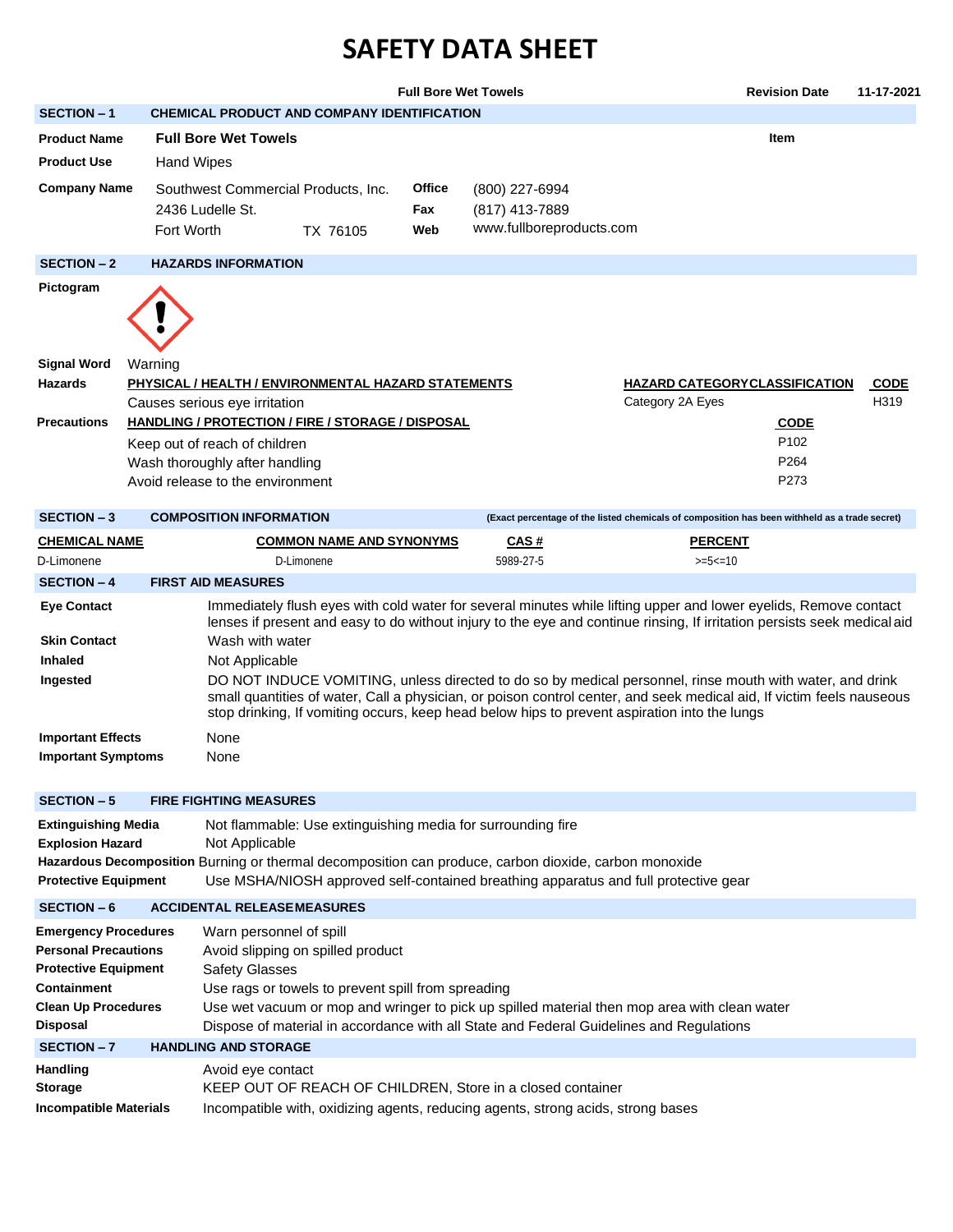# SAFETY DATA SHEET

**Full Bore Wet Towels** — **Revision Date** 11-17-2021

## SECTION – 1 CHEMICAL PRODUCT AND COMPANY IDENTIFICATION

**Product Name** Full Bore Wet Towels — **Item**

**Product Use** Hand Wipes

**Company Name** Southwest Commercial Products, Inc.
2436 Ludelle St.
Fort Worth TX 76105

**Office** (800) 227-6994
**Fax** (817) 413-7889
**Web** www.fullboreproducts.com

## SECTION – 2 HAZARDS INFORMATION

**Pictogram**

**Signal Word** Warning

**Hazards**

| PHYSICAL / HEALTH / ENVIRONMENTAL HAZARD STATEMENTS | HAZARD CATEGORY CLASSIFICATION | CODE |
|---|---|---|
| Causes serious eye irritation | Category 2A Eyes | H319 |

**Precautions**

| HANDLING / PROTECTION / FIRE / STORAGE / DISPOSAL | CODE |
|---|---|
| Keep out of reach of children | P102 |
| Wash thoroughly after handling | P264 |
| Avoid release to the environment | P273 |

## SECTION – 3 COMPOSITION INFORMATION

**(Exact percentage of the listed chemicals of composition has been withheld as a trade secret)**

| CHEMICAL NAME | COMMON NAME AND SYNONYMS | CAS # | PERCENT |
|---|---|---|---|
| D-Limonene | D-Limonene | 5989-27-5 | >=5<=10 |

## SECTION – 4 FIRST AID MEASURES

**Eye Contact** Immediately flush eyes with cold water for several minutes while lifting upper and lower eyelids, Remove contact lenses if present and easy to do without injury to the eye and continue rinsing, If irritation persists seek medical aid

**Skin Contact** Wash with water

**Inhaled** Not Applicable

**Ingested** DO NOT INDUCE VOMITING, unless directed to do so by medical personnel, rinse mouth with water, and drink small quantities of water, Call a physician, or poison control center, and seek medical aid, If victim feels nauseous stop drinking, If vomiting occurs, keep head below hips to prevent aspiration into the lungs

**Important Effects** None

**Important Symptoms** None

## SECTION – 5 FIRE FIGHTING MEASURES

**Extinguishing Media** Not flammable: Use extinguishing media for surrounding fire

**Explosion Hazard** Not Applicable

**Hazardous Decomposition** Burning or thermal decomposition can produce, carbon dioxide, carbon monoxide

**Protective Equipment** Use MSHA/NIOSH approved self-contained breathing apparatus and full protective gear

## SECTION – 6 ACCIDENTAL RELEASE MEASURES

**Emergency Procedures** Warn personnel of spill

**Personal Precautions** Avoid slipping on spilled product

**Protective Equipment** Safety Glasses

**Containment** Use rags or towels to prevent spill from spreading

**Clean Up Procedures** Use wet vacuum or mop and wringer to pick up spilled material then mop area with clean water

**Disposal** Dispose of material in accordance with all State and Federal Guidelines and Regulations

## SECTION – 7 HANDLING AND STORAGE

**Handling** Avoid eye contact

**Storage** KEEP OUT OF REACH OF CHILDREN, Store in a closed container

**Incompatible Materials** Incompatible with, oxidizing agents, reducing agents, strong acids, strong bases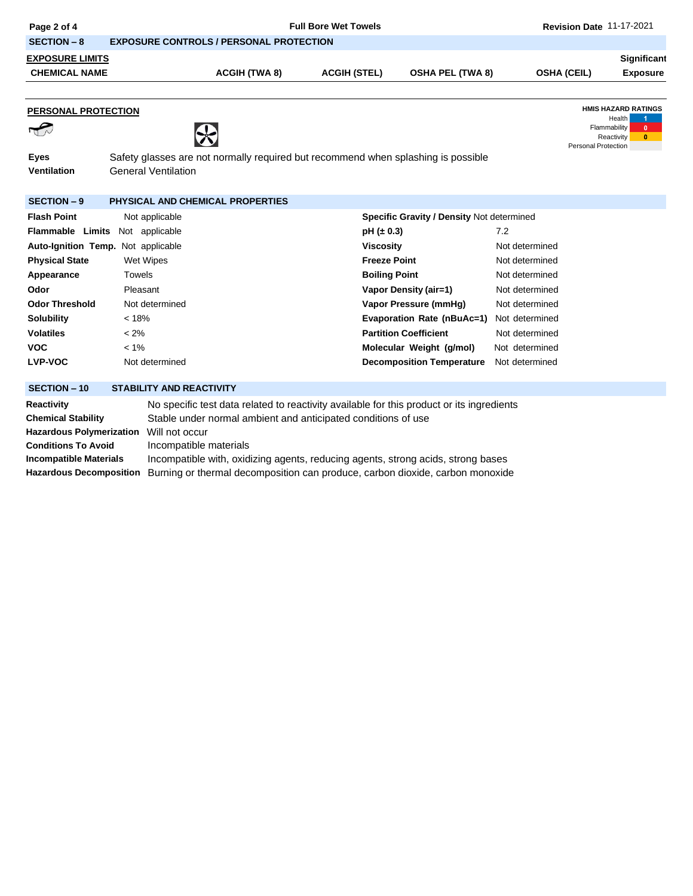## SECTION – 8 EXPOSURE CONTROLS / PERSONAL PROTECTION

**EXPOSURE LIMITS**

| CHEMICAL NAME | ACGIH (TWA 8) | ACGIH (STEL) | OSHA PEL (TWA 8) | OSHA (CEIL) | Significant Exposure |
|---|---|---|---|---|---|

**PERSONAL PROTECTION**

**HMIS HAZARD RATINGS**

| | |
|---|---|
| Health | 1 |
| Flammability | 0 |
| Reactivity | 0 |
| Personal Protection | |

**Eyes** Safety glasses are not normally required but recommend when splashing is possible

**Ventilation** General Ventilation

## SECTION – 9 PHYSICAL AND CHEMICAL PROPERTIES

| | | | |
|---|---|---|---|
| **Flash Point** | Not applicable | **Specific Gravity / Density** | Not determined |
| **Flammable Limits** | Not applicable | **pH (± 0.3)** | 7.2 |
| **Auto-Ignition Temp.** | Not applicable | **Viscosity** | Not determined |
| **Physical State** | Wet Wipes | **Freeze Point** | Not determined |
| **Appearance** | Towels | **Boiling Point** | Not determined |
| **Odor** | Pleasant | **Vapor Density (air=1)** | Not determined |
| **Odor Threshold** | Not determined | **Vapor Pressure (mmHg)** | Not determined |
| **Solubility** | < 18% | **Evaporation Rate (nBuAc=1)** | Not determined |
| **Volatiles** | < 2% | **Partition Coefficient** | Not determined |
| **VOC** | < 1% | **Molecular Weight (g/mol)** | Not determined |
| **LVP-VOC** | Not determined | **Decomposition Temperature** | Not determined |

## SECTION – 10 STABILITY AND REACTIVITY

| | |
|---|---|
| **Reactivity** | No specific test data related to reactivity available for this product or its ingredients |
| **Chemical Stability** | Stable under normal ambient and anticipated conditions of use |
| **Hazardous Polymerization** | Will not occur |
| **Conditions To Avoid** | Incompatible materials |
| **Incompatible Materials** | Incompatible with, oxidizing agents, reducing agents, strong acids, strong bases |
| **Hazardous Decomposition** | Burning or thermal decomposition can produce, carbon dioxide, carbon monoxide |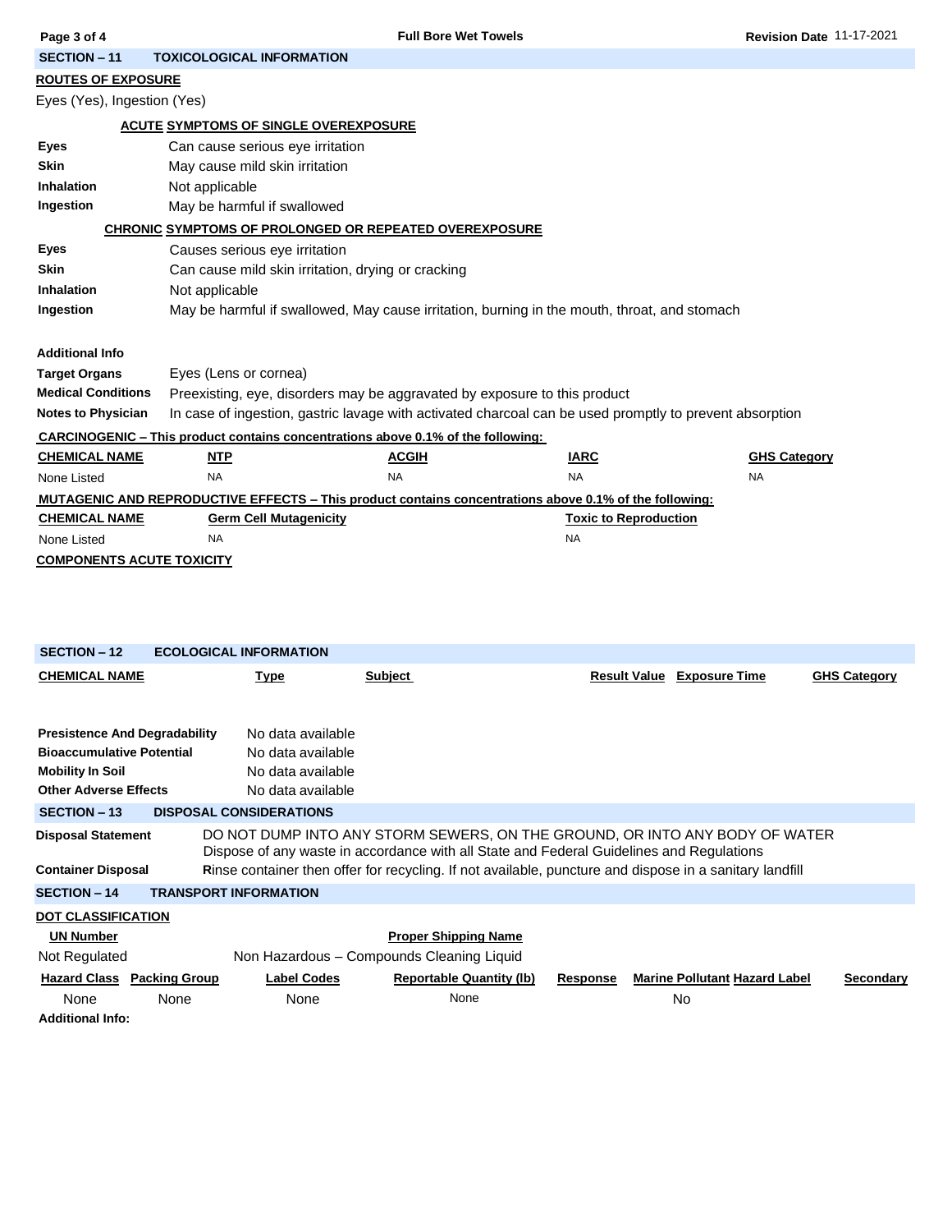## SECTION – 11 TOXICOLOGICAL INFORMATION

**ROUTES OF EXPOSURE**

Eyes (Yes), Ingestion (Yes)

**ACUTE SYMPTOMS OF SINGLE OVEREXPOSURE**

| | |
|---|---|
| **Eyes** | Can cause serious eye irritation |
| **Skin** | May cause mild skin irritation |
| **Inhalation** | Not applicable |
| **Ingestion** | May be harmful if swallowed |

**CHRONIC SYMPTOMS OF PROLONGED OR REPEATED OVEREXPOSURE**

| | |
|---|---|
| **Eyes** | Causes serious eye irritation |
| **Skin** | Can cause mild skin irritation, drying or cracking |
| **Inhalation** | Not applicable |
| **Ingestion** | May be harmful if swallowed, May cause irritation, burning in the mouth, throat, and stomach |

**Additional Info**

| | |
|---|---|
| **Target Organs** | Eyes (Lens or cornea) |
| **Medical Conditions** | Preexisting, eye, disorders may be aggravated by exposure to this product |
| **Notes to Physician** | In case of ingestion, gastric lavage with activated charcoal can be used promptly to prevent absorption |

**CARCINOGENIC – This product contains concentrations above 0.1% of the following:**

| CHEMICAL NAME | NTP | ACGIH | IARC | GHS Category |
|---|---|---|---|---|
| None Listed | NA | NA | NA | NA |

**MUTAGENIC AND REPRODUCTIVE EFFECTS – This product contains concentrations above 0.1% of the following:**

| CHEMICAL NAME | Germ Cell Mutagenicity | Toxic to Reproduction |
|---|---|---|
| None Listed | NA | NA |

**COMPONENTS ACUTE TOXICITY**

## SECTION – 12 ECOLOGICAL INFORMATION

| CHEMICAL NAME | Type | Subject | Result Value | Exposure Time | GHS Category |
|---|---|---|---|---|---|

| | |
|---|---|
| **Presistence And Degradability** | No data available |
| **Bioaccumulative Potential** | No data available |
| **Mobility In Soil** | No data available |
| **Other Adverse Effects** | No data available |

## SECTION – 13 DISPOSAL CONSIDERATIONS

| | |
|---|---|
| **Disposal Statement** | DO NOT DUMP INTO ANY STORM SEWERS, ON THE GROUND, OR INTO ANY BODY OF WATER Dispose of any waste in accordance with all State and Federal Guidelines and Regulations |
| **Container Disposal** | Rinse container then offer for recycling. If not available, puncture and dispose in a sanitary landfill |

## SECTION – 14 TRANSPORT INFORMATION

**DOT CLASSIFICATION**

| UN Number | Proper Shipping Name |
|---|---|
| Not Regulated | Non Hazardous – Compounds Cleaning Liquid |

| Hazard Class | Packing Group | Label Codes | Reportable Quantity (lb) | Response | Marine Pollutant | Hazard Label | Secondary |
|---|---|---|---|---|---|---|---|
| None | None | None | None | | No | | |

**Additional Info:**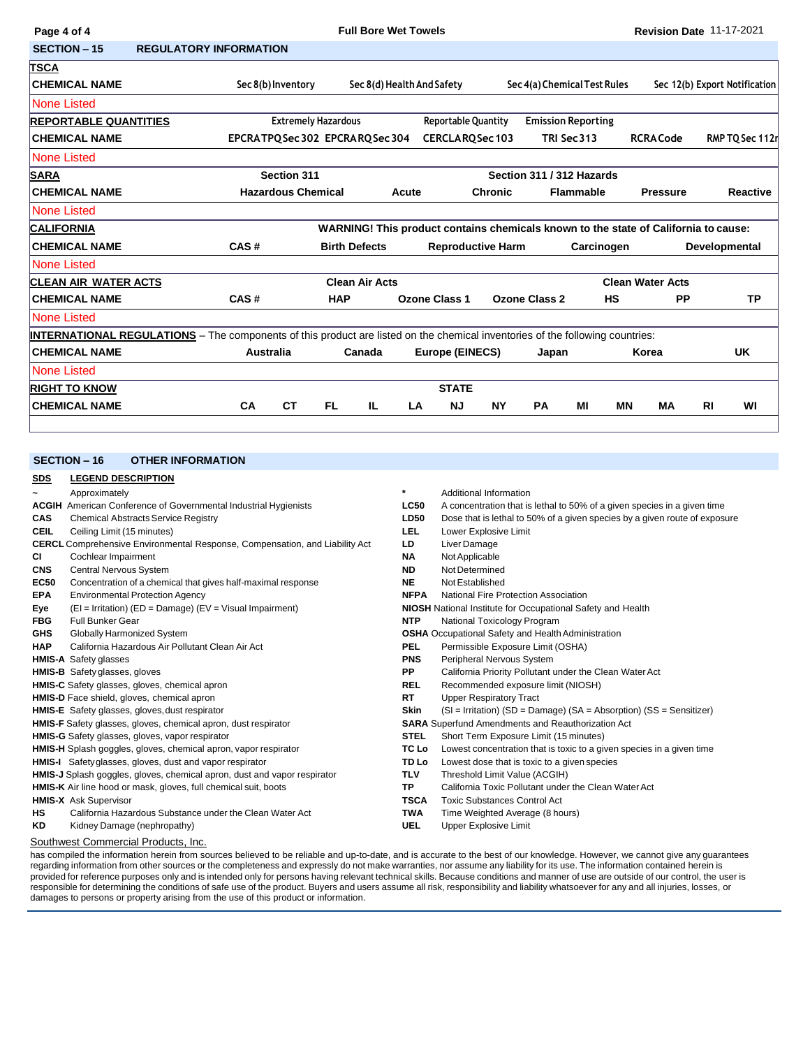## SECTION – 15 REGULATORY INFORMATION

| TSCA | | | | |
|---|---|---|---|---|
| CHEMICAL NAME | Sec 8(b) Inventory | Sec 8(d) Health And Safety | Sec 4(a) Chemical Test Rules | Sec 12(b) Export Notification |
| None Listed | | | | |

| REPORTABLE QUANTITIES | Extremely Hazardous | | Reportable Quantity | Emission Reporting | | |
|---|---|---|---|---|---|---|
| CHEMICAL NAME | EPCRA TPQ Sec 302 | EPCRA RQ Sec 304 | CERCLA RQ Sec 103 | TRI Sec 313 | RCRA Code | RMP TQ Sec 112r |
| None Listed | | | | | | |

| SARA | Section 311 | Section 311 / 312 Hazards | | | | |
|---|---|---|---|---|---|---|
| CHEMICAL NAME | Hazardous Chemical | Acute | Chronic | Flammable | Pressure | Reactive |
| None Listed | | | | | | |

| CALIFORNIA | | WARNING! This product contains chemicals known to the state of California to cause: | | | |
|---|---|---|---|---|---|
| CHEMICAL NAME | CAS # | Birth Defects | Reproductive Harm | Carcinogen | Developmental |
| None Listed | | | | | |

| CLEAN AIR WATER ACTS | | Clean Air Acts | | | Clean Water Acts | | |
|---|---|---|---|---|---|---|---|
| CHEMICAL NAME | CAS # | HAP | Ozone Class 1 | Ozone Class 2 | HS | PP | TP |
| None Listed | | | | | | | |

**INTERNATIONAL REGULATIONS** – The components of this product are listed on the chemical inventories of the following countries:

| CHEMICAL NAME | Australia | Canada | Europe (EINECS) | Japan | Korea | UK |
|---|---|---|---|---|---|---|
| None Listed | | | | | | |

| RIGHT TO KNOW | STATE | | | | | | | | | | | | |
|---|---|---|---|---|---|---|---|---|---|---|---|---|---|
| CHEMICAL NAME | CA | CT | FL | IL | LA | NJ | NY | PA | MI | MN | MA | RI | WI |
| | | | | | | | | | | | | | |

## SECTION – 16 OTHER INFORMATION

| SDS | LEGEND DESCRIPTION |
|---|---|
| ~ | Approximately |
| ACGIH | American Conference of Governmental Industrial Hygienists |
| CAS | Chemical Abstracts Service Registry |
| CEIL | Ceiling Limit (15 minutes) |
| CERCL | Comprehensive Environmental Response, Compensation, and Liability Act |
| CI | Cochlear Impairment |
| CNS | Central Nervous System |
| EC50 | Concentration of a chemical that gives half-maximal response |
| EPA | Environmental Protection Agency |
| Eye | (EI = Irritation) (ED = Damage) (EV = Visual Impairment) |
| FBG | Full Bunker Gear |
| GHS | Globally Harmonized System |
| HAP | California Hazardous Air Pollutant Clean Air Act |
| HMIS-A | Safety glasses |
| HMIS-B | Safety glasses, gloves |
| HMIS-C | Safety glasses, gloves, chemical apron |
| HMIS-D | Face shield, gloves, chemical apron |
| HMIS-E | Safety glasses, gloves, dust respirator |
| HMIS-F | Safety glasses, gloves, chemical apron, dust respirator |
| HMIS-G | Safety glasses, gloves, vapor respirator |
| HMIS-H | Splash goggles, gloves, chemical apron, vapor respirator |
| HMIS-I | Safety glasses, gloves, dust and vapor respirator |
| HMIS-J | Splash goggles, gloves, chemical apron, dust and vapor respirator |
| HMIS-K | Air line hood or mask, gloves, full chemical suit, boots |
| HMIS-X | Ask Supervisor |
| HS | California Hazardous Substance under the Clean Water Act |
| KD | Kidney Damage (nephropathy) |
| * | Additional Information |
| LC50 | A concentration that is lethal to 50% of a given species in a given time |
| LD50 | Dose that is lethal to 50% of a given species by a given route of exposure |
| LEL | Lower Explosive Limit |
| LD | Liver Damage |
| NA | Not Applicable |
| ND | Not Determined |
| NE | Not Established |
| NFPA | National Fire Protection Association |
| NIOSH | National Institute for Occupational Safety and Health |
| NTP | National Toxicology Program |
| OSHA | Occupational Safety and Health Administration |
| PEL | Permissible Exposure Limit (OSHA) |
| PNS | Peripheral Nervous System |
| PP | California Priority Pollutant under the Clean Water Act |
| REL | Recommended exposure limit (NIOSH) |
| RT | Upper Respiratory Tract |
| Skin | (SI = Irritation) (SD = Damage) (SA = Absorption) (SS = Sensitizer) |
| SARA | Superfund Amendments and Reauthorization Act |
| STEL | Short Term Exposure Limit (15 minutes) |
| TC Lo | Lowest concentration that is toxic to a given species in a given time |
| TD Lo | Lowest dose that is toxic to a given species |
| TLV | Threshold Limit Value (ACGIH) |
| TP | California Toxic Pollutant under the Clean Water Act |
| TSCA | Toxic Substances Control Act |
| TWA | Time Weighted Average (8 hours) |
| UEL | Upper Explosive Limit |

Southwest Commercial Products, Inc.

has compiled the information herein from sources believed to be reliable and up-to-date, and is accurate to the best of our knowledge. However, we cannot give any guarantees regarding information from other sources or the completeness and expressly do not make warranties, nor assume any liability for its use. The information contained herein is provided for reference purposes only and is intended only for persons having relevant technical skills. Because conditions and manner of use are outside of our control, the user is responsible for determining the conditions of safe use of the product. Buyers and users assume all risk, responsibility and liability whatsoever for any and all injuries, losses, or damages to persons or property arising from the use of this product or information.